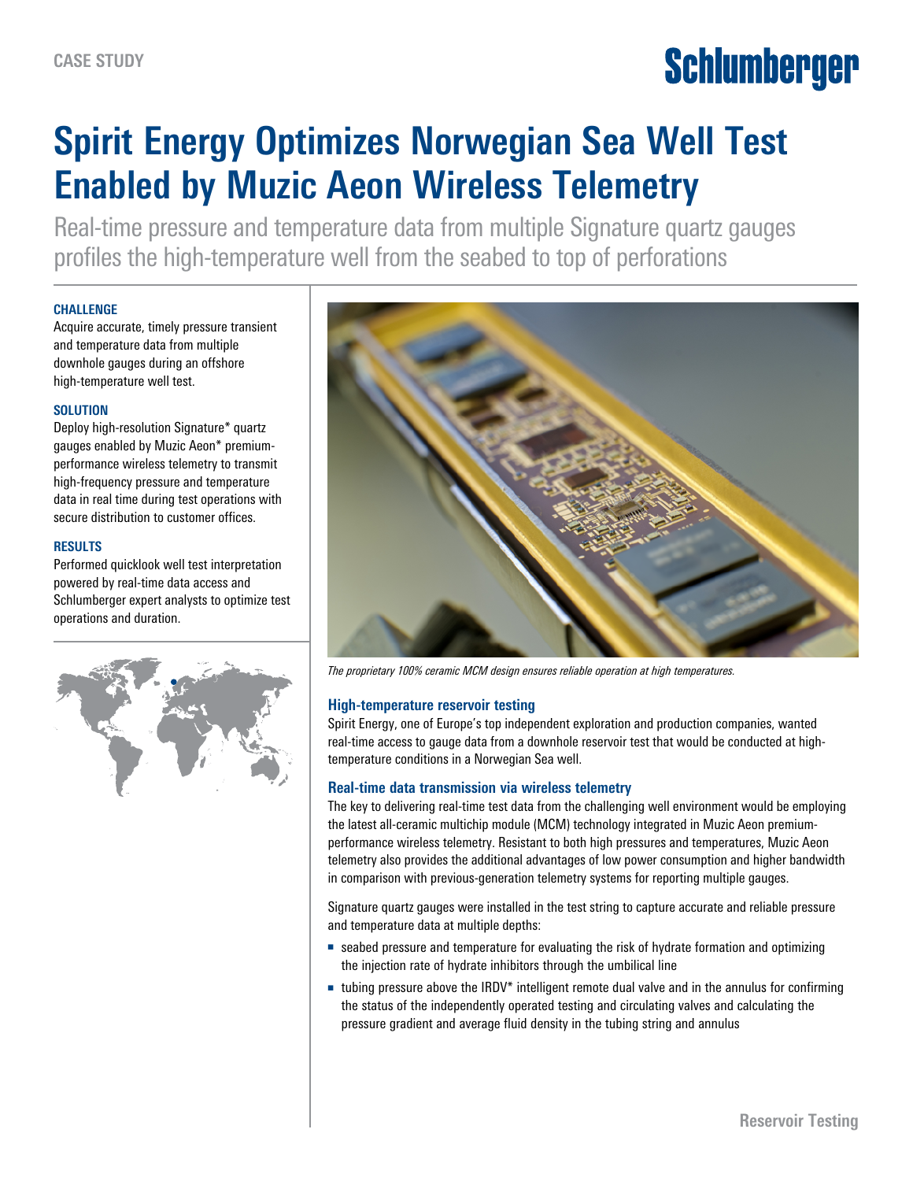CASE STUDY

# Spirit Energy Optimizes Norwegian Sea Well Test Enabled by Muzic Aeon Wireless Telemetry

Real-time pressure and temperature data from multiple Signature quartz gauges profiles the high-temperature well from the seabed to top of perforations

### CHALLENGE

Acquire accurate, timely pressure transient and temperature data from multiple downhole gauges during an offshore high-temperature well test.

### SOLUTION

Deploy high-resolution Signature* quartz gauges enabled by Muzic Aeon* premium-performance wireless telemetry to transmit high-frequency pressure and temperature data in real time during test operations with secure distribution to customer offices.

### RESULTS

Performed quicklook well test interpretation powered by real-time data access and Schlumberger expert analysts to optimize test operations and duration.

*The proprietary 100% ceramic MCM design ensures reliable operation at high temperatures.*

## High-temperature reservoir testing

Spirit Energy, one of Europe's top independent exploration and production companies, wanted real-time access to gauge data from a downhole reservoir test that would be conducted at high-temperature conditions in a Norwegian Sea well.

## Real-time data transmission via wireless telemetry

The key to delivering real-time test data from the challenging well environment would be employing the latest all-ceramic multichip module (MCM) technology integrated in Muzic Aeon premium-performance wireless telemetry. Resistant to both high pressures and temperatures, Muzic Aeon telemetry also provides the additional advantages of low power consumption and higher bandwidth in comparison with previous-generation telemetry systems for reporting multiple gauges.

Signature quartz gauges were installed in the test string to capture accurate and reliable pressure and temperature data at multiple depths:

- seabed pressure and temperature for evaluating the risk of hydrate formation and optimizing the injection rate of hydrate inhibitors through the umbilical line
- tubing pressure above the IRDV* intelligent remote dual valve and in the annulus for confirming the status of the independently operated testing and circulating valves and calculating the pressure gradient and average fluid density in the tubing string and annulus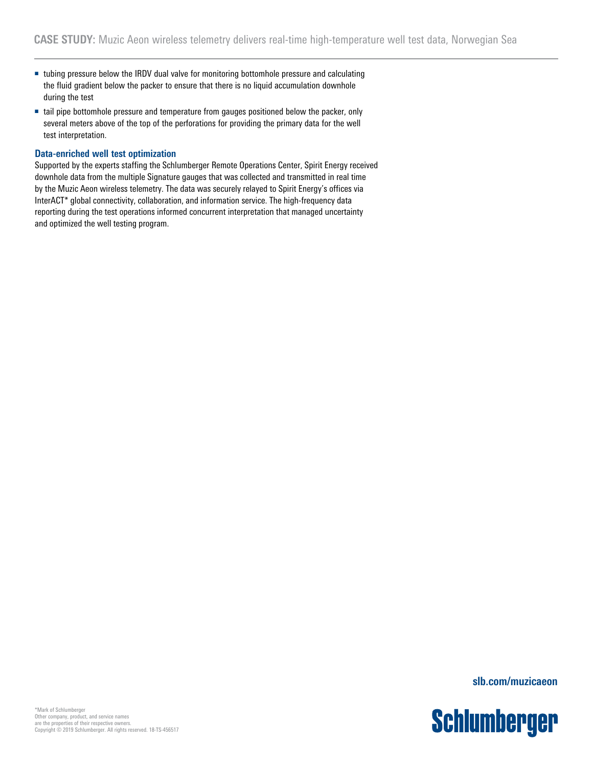- tubing pressure below the IRDV dual valve for monitoring bottomhole pressure and calculating the fluid gradient below the packer to ensure that there is no liquid accumulation downhole during the test
- tail pipe bottomhole pressure and temperature from gauges positioned below the packer, only several meters above of the top of the perforations for providing the primary data for the well test interpretation.

### Data-enriched well test optimization

Supported by the experts staffing the Schlumberger Remote Operations Center, Spirit Energy received downhole data from the multiple Signature gauges that was collected and transmitted in real time by the Muzic Aeon wireless telemetry. The data was securely relayed to Spirit Energy's offices via InterACT* global connectivity, collaboration, and information service. The high-frequency data reporting during the test operations informed concurrent interpretation that managed uncertainty and optimized the well testing program.

**slb.com/muzicaeon**

*Mark of Schlumberger
Other company, product, and service names are the properties of their respective owners.
Copyright © 2019 Schlumberger. All rights reserved. 18-TS-456517

**Schlumberger**